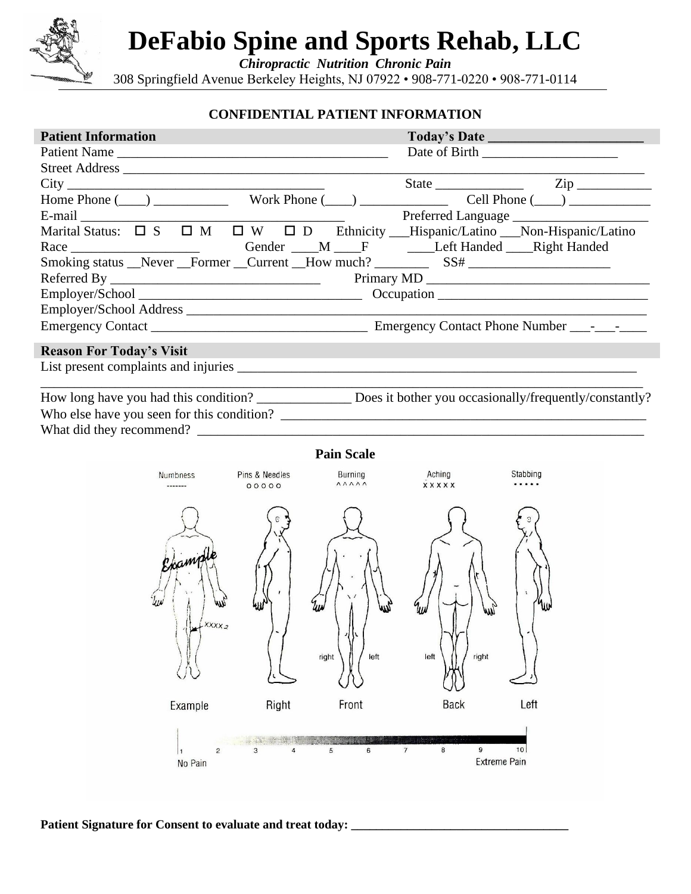# DeFabio Spine and Sports Rehab, LLC

***Chiropractic Nutrition Chronic Pain***

308 Springfield Avenue Berkeley Heights, NJ 07922 • 908-771-0220 • 908-771-0114

**CONFIDENTIAL PATIENT INFORMATION**

**Patient Information** **Today's Date ______________________**

Patient Name ______________________________________ Date of Birth ____________________

Street Address ______________________________________________________________________________

City ______________________________________ State _____________ Zip ___________

Home Phone (____) ___________ Work Phone (____) _____________ Cell Phone (____) ____________

E-mail ________________________________________ Preferred Language ____________________

Marital Status: ☐ S ☐ M ☐ W ☐ D Ethnicity ___Hispanic/Latino ___Non-Hispanic/Latino

Race ___________________ Gender ____M ____F ____Left Handed ____Right Handed

Smoking status __Never __Former __Current __How much? ________ SS# _____________________

Referred By _______________________________ Primary MD _______________________________

Employer/School _________________________________ Occupation ______________________________

Employer/School Address ___________________________________________________________________

Emergency Contact _______________________________ Emergency Contact Phone Number ___-___-____

**Reason For Today's Visit**

List present complaints and injuries _____________________________________________________________

_____________________________________________________________________________________

How long have you had this condition? ______________ Does it bother you occasionally/frequently/constantly?

Who else have you seen for this condition? _______________________________________________________

What did they recommend? __________________________________________________________________

**Pain Scale**

Numbness ------- | Pins & Needles ooooo | Burning ^^^^^ | Aching xxxxx | Stabbing .....

Example | Right | Front (right, left) | Back (left, right) | Left

1 No Pain — 2 — 3 — 4 — 5 — 6 — 7 — 8 — 9 — 10 Extreme Pain

**Patient Signature for Consent to evaluate and treat today: ___________________________________**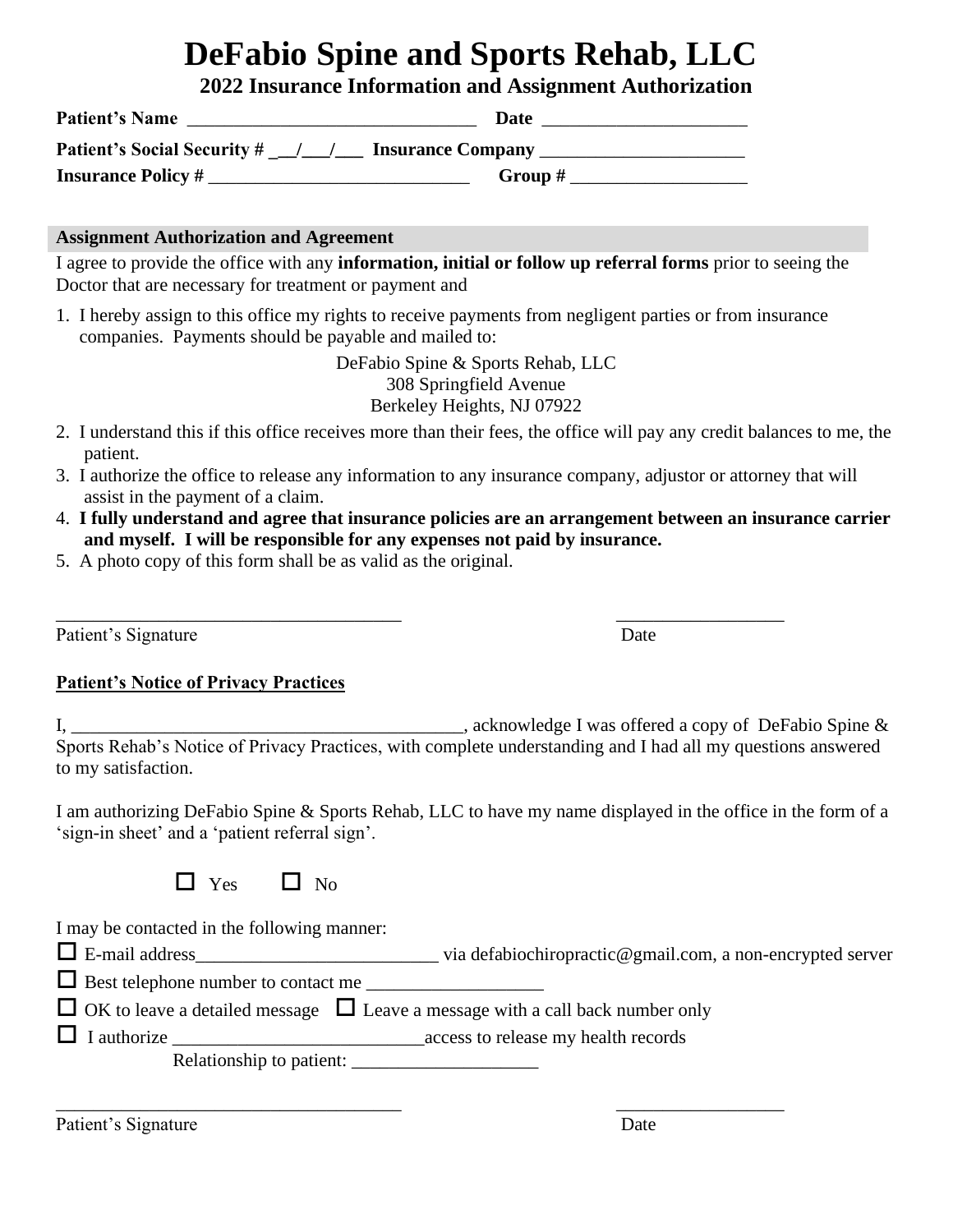# DeFabio Spine and Sports Rehab, LLC

## 2022 Insurance Information and Assignment Authorization

**Patient's Name** _______________________________ **Date** _____________________

**Patient's Social Security #** __/___/___ **Insurance Company** _____________________

**Insurance Policy #** ____________________________ **Group #** __________________

**Assignment Authorization and Agreement**

I agree to provide the office with any **information, initial or follow up referral forms** prior to seeing the Doctor that are necessary for treatment or payment and

1. I hereby assign to this office my rights to receive payments from negligent parties or from insurance companies. Payments should be payable and mailed to:

   DeFabio Spine & Sports Rehab, LLC
   308 Springfield Avenue
   Berkeley Heights, NJ 07922

2. I understand this if this office receives more than their fees, the office will pay any credit balances to me, the patient.
3. I authorize the office to release any information to any insurance company, adjustor or attorney that will assist in the payment of a claim.
4. **I fully understand and agree that insurance policies are an arrangement between an insurance carrier and myself. I will be responsible for any expenses not paid by insurance.**
5. A photo copy of this form shall be as valid as the original.

____________________________________ __________________

Patient's Signature Date

**Patient's Notice of Privacy Practices**

I, __________________________________________, acknowledge I was offered a copy of DeFabio Spine & Sports Rehab's Notice of Privacy Practices, with complete understanding and I had all my questions answered to my satisfaction.

I am authorizing DeFabio Spine & Sports Rehab, LLC to have my name displayed in the office in the form of a 'sign-in sheet' and a 'patient referral sign'.

☐ Yes ☐ No

I may be contacted in the following manner:

☐ E-mail address_________________________ via defabiochiropractic@gmail.com, a non-encrypted server

☐ Best telephone number to contact me __________________

☐ OK to leave a detailed message ☐ Leave a message with a call back number only

☐ I authorize __________________________access to release my health records

Relationship to patient: ___________________

____________________________________ __________________

Patient's Signature Date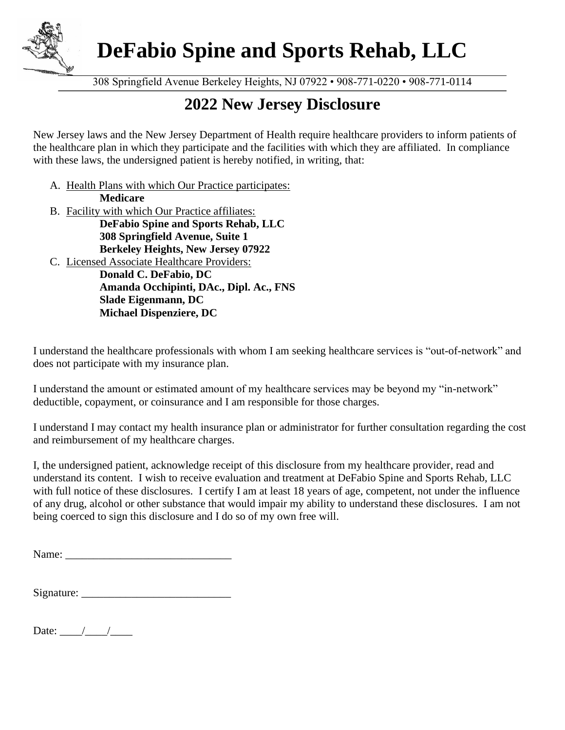# DeFabio Spine and Sports Rehab, LLC

308 Springfield Avenue Berkeley Heights, NJ 07922 • 908-771-0220 • 908-771-0114

## 2022 New Jersey Disclosure

New Jersey laws and the New Jersey Department of Health require healthcare providers to inform patients of the healthcare plan in which they participate and the facilities with which they are affiliated. In compliance with these laws, the undersigned patient is hereby notified, in writing, that:

A. Health Plans with which Our Practice participates:
   **Medicare**
B. Facility with which Our Practice affiliates:
   **DeFabio Spine and Sports Rehab, LLC**
   **308 Springfield Avenue, Suite 1**
   **Berkeley Heights, New Jersey 07922**
C. Licensed Associate Healthcare Providers:
   **Donald C. DeFabio, DC**
   **Amanda Occhipinti, DAc., Dipl. Ac., FNS**
   **Slade Eigenmann, DC**
   **Michael Dispenziere, DC**

I understand the healthcare professionals with whom I am seeking healthcare services is "out-of-network" and does not participate with my insurance plan.

I understand the amount or estimated amount of my healthcare services may be beyond my "in-network" deductible, copayment, or coinsurance and I am responsible for those charges.

I understand I may contact my health insurance plan or administrator for further consultation regarding the cost and reimbursement of my healthcare charges.

I, the undersigned patient, acknowledge receipt of this disclosure from my healthcare provider, read and understand its content. I wish to receive evaluation and treatment at DeFabio Spine and Sports Rehab, LLC with full notice of these disclosures. I certify I am at least 18 years of age, competent, not under the influence of any drug, alcohol or other substance that would impair my ability to understand these disclosures. I am not being coerced to sign this disclosure and I do so of my own free will.

Name: ______________________________

Signature: ___________________________

Date: ____/____/____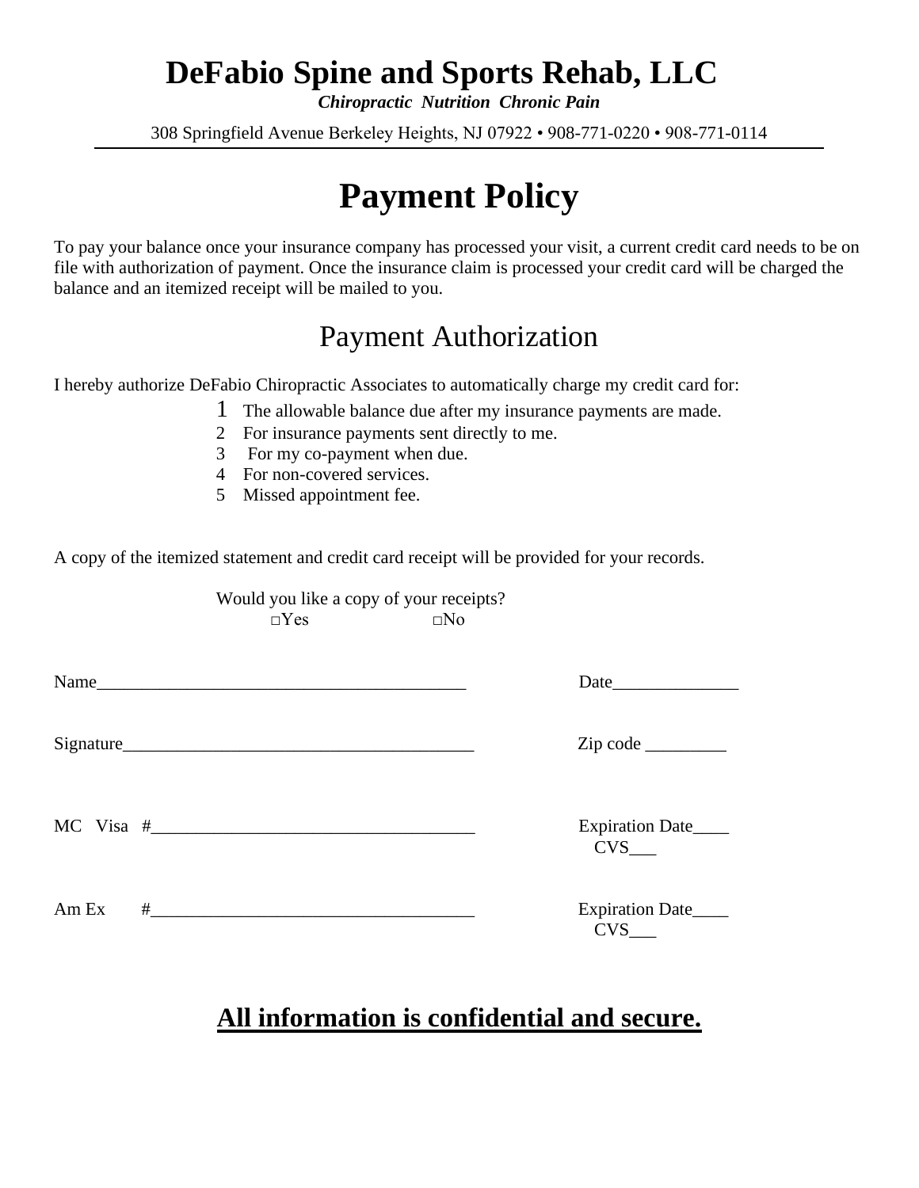# DeFabio Spine and Sports Rehab, LLC

***Chiropractic Nutrition Chronic Pain***

308 Springfield Avenue Berkeley Heights, NJ 07922 • 908-771-0220 • 908-771-0114

# Payment Policy

To pay your balance once your insurance company has processed your visit, a current credit card needs to be on file with authorization of payment. Once the insurance claim is processed your credit card will be charged the balance and an itemized receipt will be mailed to you.

## Payment Authorization

I hereby authorize DeFabio Chiropractic Associates to automatically charge my credit card for:

1. The allowable balance due after my insurance payments are made.
2. For insurance payments sent directly to me.
3. For my co-payment when due.
4. For non-covered services.
5. Missed appointment fee.

A copy of the itemized statement and credit card receipt will be provided for your records.

Would you like a copy of your receipts?

□Yes □No

Name__________________________________________ Date______________

Signature________________________________________ Zip code _________

MC Visa #_____________________________________ Expiration Date____ CVS___

Am Ex #_____________________________________ Expiration Date____ CVS___

**<u>All information is confidential and secure.</u>**